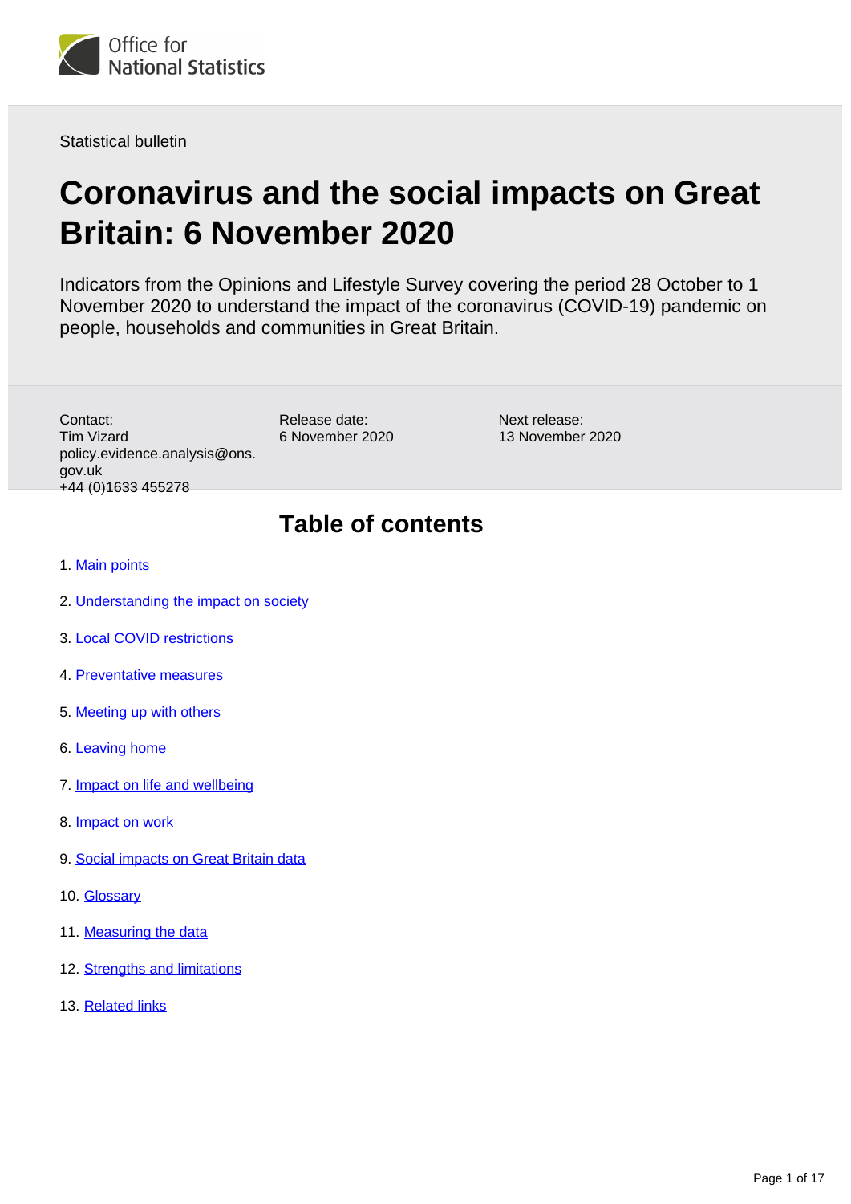Office for National Statistics

Statistical bulletin

# Coronavirus and the social impacts on Great Britain: 6 November 2020

Indicators from the Opinions and Lifestyle Survey covering the period 28 October to 1 November 2020 to understand the impact of the coronavirus (COVID-19) pandemic on people, households and communities in Great Britain.

Contact:
Tim Vizard
policy.evidence.analysis@ons.gov.uk
+44 (0)1633 455278

Release date:
6 November 2020

Next release:
13 November 2020

## Table of contents

1. Main points
2. Understanding the impact on society
3. Local COVID restrictions
4. Preventative measures
5. Meeting up with others
6. Leaving home
7. Impact on life and wellbeing
8. Impact on work
9. Social impacts on Great Britain data
10. Glossary
11. Measuring the data
12. Strengths and limitations
13. Related links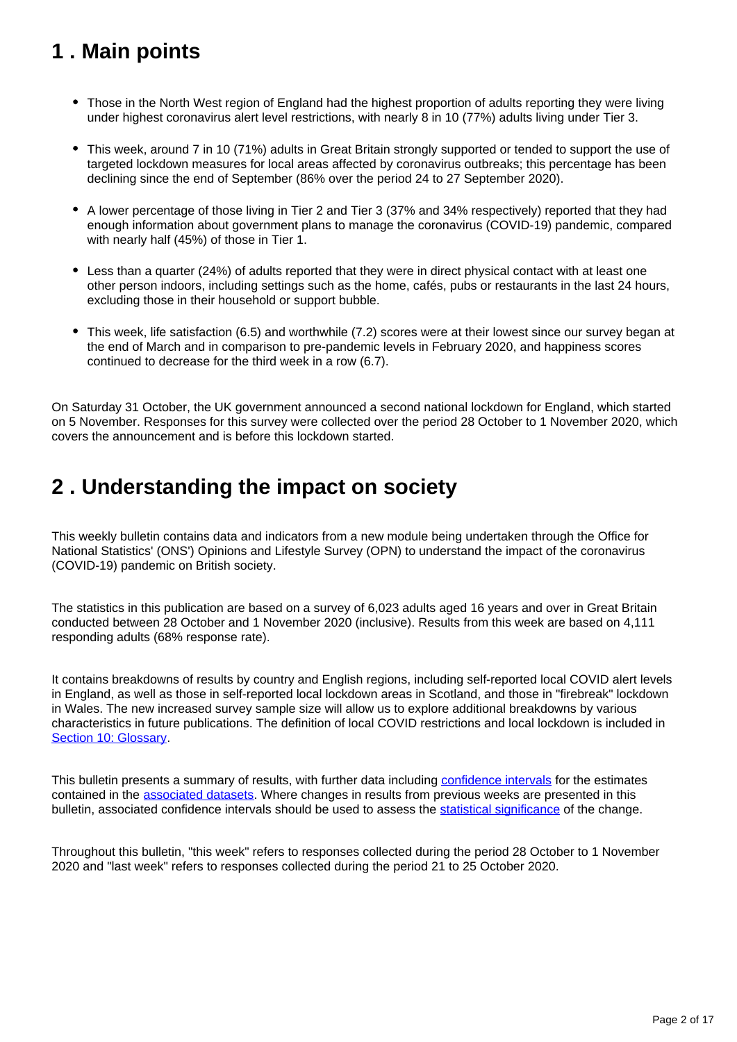## 1 . Main points

- Those in the North West region of England had the highest proportion of adults reporting they were living under highest coronavirus alert level restrictions, with nearly 8 in 10 (77%) adults living under Tier 3.
- This week, around 7 in 10 (71%) adults in Great Britain strongly supported or tended to support the use of targeted lockdown measures for local areas affected by coronavirus outbreaks; this percentage has been declining since the end of September (86% over the period 24 to 27 September 2020).
- A lower percentage of those living in Tier 2 and Tier 3 (37% and 34% respectively) reported that they had enough information about government plans to manage the coronavirus (COVID-19) pandemic, compared with nearly half (45%) of those in Tier 1.
- Less than a quarter (24%) of adults reported that they were in direct physical contact with at least one other person indoors, including settings such as the home, cafés, pubs or restaurants in the last 24 hours, excluding those in their household or support bubble.
- This week, life satisfaction (6.5) and worthwhile (7.2) scores were at their lowest since our survey began at the end of March and in comparison to pre-pandemic levels in February 2020, and happiness scores continued to decrease for the third week in a row (6.7).

On Saturday 31 October, the UK government announced a second national lockdown for England, which started on 5 November. Responses for this survey were collected over the period 28 October to 1 November 2020, which covers the announcement and is before this lockdown started.

## 2 . Understanding the impact on society

This weekly bulletin contains data and indicators from a new module being undertaken through the Office for National Statistics' (ONS') Opinions and Lifestyle Survey (OPN) to understand the impact of the coronavirus (COVID-19) pandemic on British society.

The statistics in this publication are based on a survey of 6,023 adults aged 16 years and over in Great Britain conducted between 28 October and 1 November 2020 (inclusive). Results from this week are based on 4,111 responding adults (68% response rate).

It contains breakdowns of results by country and English regions, including self-reported local COVID alert levels in England, as well as those in self-reported local lockdown areas in Scotland, and those in "firebreak" lockdown in Wales. The new increased survey sample size will allow us to explore additional breakdowns by various characteristics in future publications. The definition of local COVID restrictions and local lockdown is included in Section 10: Glossary.

This bulletin presents a summary of results, with further data including confidence intervals for the estimates contained in the associated datasets. Where changes in results from previous weeks are presented in this bulletin, associated confidence intervals should be used to assess the statistical significance of the change.

Throughout this bulletin, "this week" refers to responses collected during the period 28 October to 1 November 2020 and "last week" refers to responses collected during the period 21 to 25 October 2020.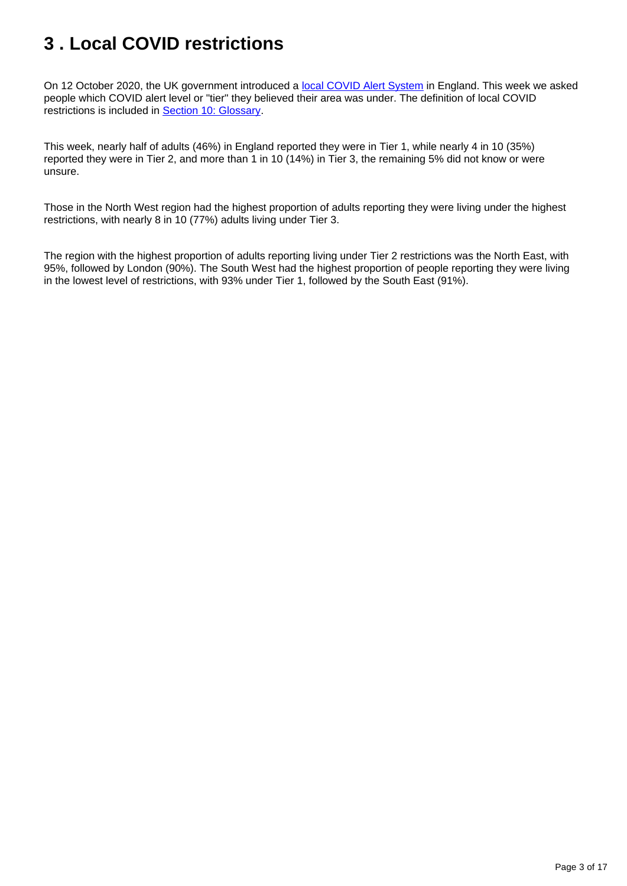# 3 . Local COVID restrictions

On 12 October 2020, the UK government introduced a [local COVID Alert System](#) in England. This week we asked people which COVID alert level or "tier" they believed their area was under. The definition of local COVID restrictions is included in [Section 10: Glossary](#).

This week, nearly half of adults (46%) in England reported they were in Tier 1, while nearly 4 in 10 (35%) reported they were in Tier 2, and more than 1 in 10 (14%) in Tier 3, the remaining 5% did not know or were unsure.

Those in the North West region had the highest proportion of adults reporting they were living under the highest restrictions, with nearly 8 in 10 (77%) adults living under Tier 3.

The region with the highest proportion of adults reporting living under Tier 2 restrictions was the North East, with 95%, followed by London (90%). The South West had the highest proportion of people reporting they were living in the lowest level of restrictions, with 93% under Tier 1, followed by the South East (91%).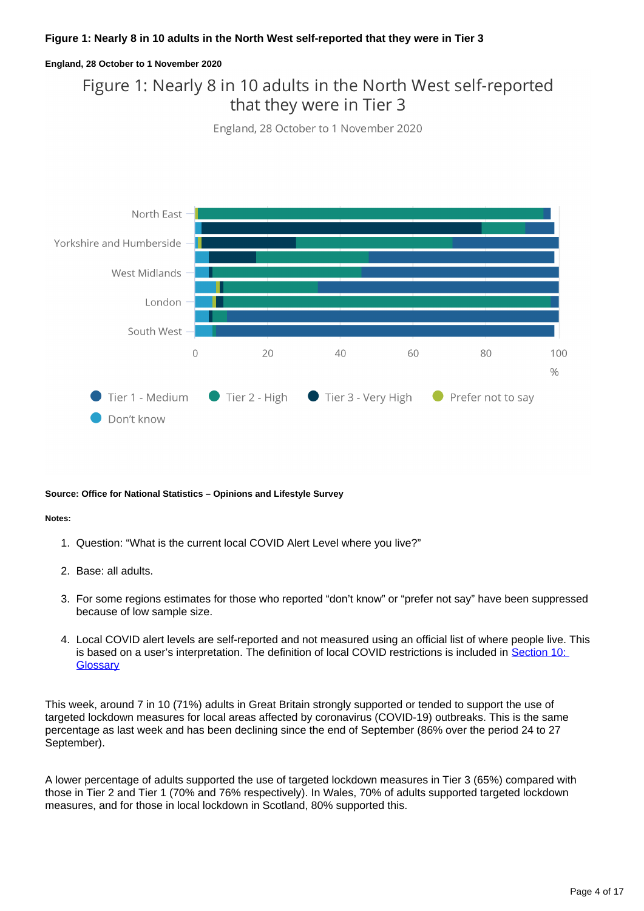**Figure 1: Nearly 8 in 10 adults in the North West self-reported that they were in Tier 3**

**England, 28 October to 1 November 2020**

Figure 1: Nearly 8 in 10 adults in the North West self-reported that they were in Tier 3

England, 28 October to 1 November 2020

North East

Yorkshire and Humberside

West Midlands

London

South West

0 20 40 60 80 100

%

Tier 1 - Medium | Tier 2 - High | Tier 3 - Very High | Prefer not to say | Don't know

**Source: Office for National Statistics – Opinions and Lifestyle Survey**

**Notes:**

1. Question: "What is the current local COVID Alert Level where you live?"
2. Base: all adults.
3. For some regions estimates for those who reported "don't know" or "prefer not say" have been suppressed because of low sample size.
4. Local COVID alert levels are self-reported and not measured using an official list of where people live. This is based on a user's interpretation. The definition of local COVID restrictions is included in Section 10: Glossary

This week, around 7 in 10 (71%) adults in Great Britain strongly supported or tended to support the use of targeted lockdown measures for local areas affected by coronavirus (COVID-19) outbreaks. This is the same percentage as last week and has been declining since the end of September (86% over the period 24 to 27 September).

A lower percentage of adults supported the use of targeted lockdown measures in Tier 3 (65%) compared with those in Tier 2 and Tier 1 (70% and 76% respectively). In Wales, 70% of adults supported targeted lockdown measures, and for those in local lockdown in Scotland, 80% supported this.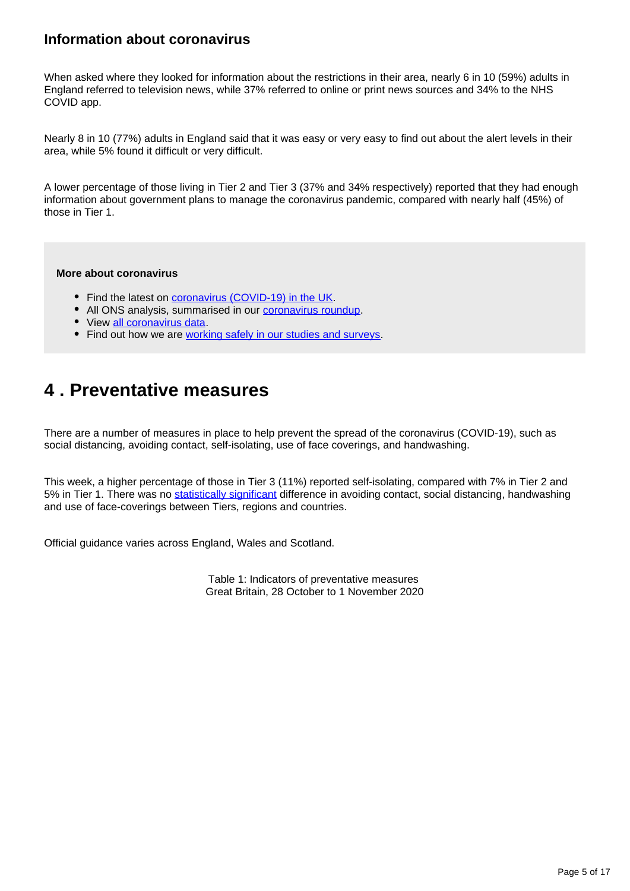### Information about coronavirus

When asked where they looked for information about the restrictions in their area, nearly 6 in 10 (59%) adults in England referred to television news, while 37% referred to online or print news sources and 34% to the NHS COVID app.

Nearly 8 in 10 (77%) adults in England said that it was easy or very easy to find out about the alert levels in their area, while 5% found it difficult or very difficult.

A lower percentage of those living in Tier 2 and Tier 3 (37% and 34% respectively) reported that they had enough information about government plans to manage the coronavirus pandemic, compared with nearly half (45%) of those in Tier 1.

**More about coronavirus**

- Find the latest on coronavirus (COVID-19) in the UK.
- All ONS analysis, summarised in our coronavirus roundup.
- View all coronavirus data.
- Find out how we are working safely in our studies and surveys.

## 4 . Preventative measures

There are a number of measures in place to help prevent the spread of the coronavirus (COVID-19), such as social distancing, avoiding contact, self-isolating, use of face coverings, and handwashing.

This week, a higher percentage of those in Tier 3 (11%) reported self-isolating, compared with 7% in Tier 2 and 5% in Tier 1. There was no statistically significant difference in avoiding contact, social distancing, handwashing and use of face-coverings between Tiers, regions and countries.

Official guidance varies across England, Wales and Scotland.

Table 1: Indicators of preventative measures
Great Britain, 28 October to 1 November 2020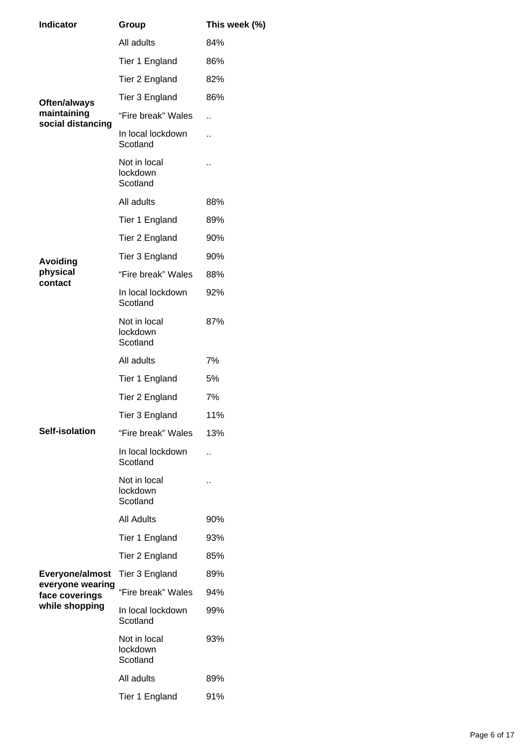| Indicator | Group | This week (%) |
| --- | --- | --- |
| Often/always maintaining social distancing | All adults | 84% |
| | Tier 1 England | 86% |
| | Tier 2 England | 82% |
| | Tier 3 England | 86% |
| | "Fire break" Wales | .. |
| | In local lockdown Scotland | .. |
| | Not in local lockdown Scotland | .. |
| Avoiding physical contact | All adults | 88% |
| | Tier 1 England | 89% |
| | Tier 2 England | 90% |
| | Tier 3 England | 90% |
| | "Fire break" Wales | 88% |
| | In local lockdown Scotland | 92% |
| | Not in local lockdown Scotland | 87% |
| Self-isolation | All adults | 7% |
| | Tier 1 England | 5% |
| | Tier 2 England | 7% |
| | Tier 3 England | 11% |
| | "Fire break" Wales | 13% |
| | In local lockdown Scotland | .. |
| | Not in local lockdown Scotland | .. |
| Everyone/almost everyone wearing face coverings while shopping | All Adults | 90% |
| | Tier 1 England | 93% |
| | Tier 2 England | 85% |
| | Tier 3 England | 89% |
| | "Fire break" Wales | 94% |
| | In local lockdown Scotland | 99% |
| | Not in local lockdown Scotland | 93% |
| | All adults | 89% |
| | Tier 1 England | 91% |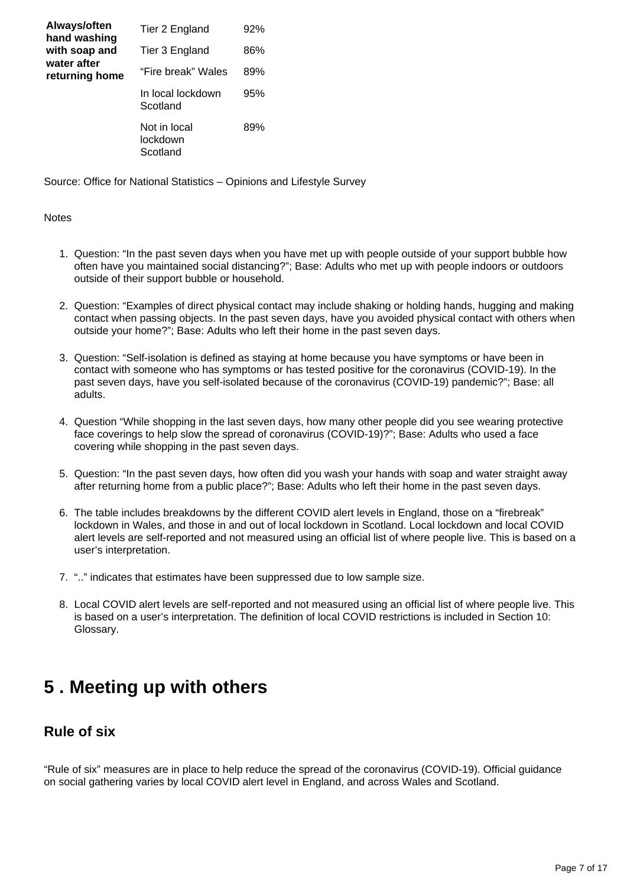| | | |
|---|---|---|
| **Always/often hand washing with soap and water after returning home** | Tier 2 England | 92% |
| | Tier 3 England | 86% |
| | “Fire break” Wales | 89% |
| | In local lockdown Scotland | 95% |
| | Not in local lockdown Scotland | 89% |

Source: Office for National Statistics – Opinions and Lifestyle Survey

Notes

1. Question: “In the past seven days when you have met up with people outside of your support bubble how often have you maintained social distancing?”; Base: Adults who met up with people indoors or outdoors outside of their support bubble or household.

2. Question: “Examples of direct physical contact may include shaking or holding hands, hugging and making contact when passing objects. In the past seven days, have you avoided physical contact with others when outside your home?”; Base: Adults who left their home in the past seven days.

3. Question: “Self-isolation is defined as staying at home because you have symptoms or have been in contact with someone who has symptoms or has tested positive for the coronavirus (COVID-19). In the past seven days, have you self-isolated because of the coronavirus (COVID-19) pandemic?”; Base: all adults.

4. Question “While shopping in the last seven days, how many other people did you see wearing protective face coverings to help slow the spread of coronavirus (COVID-19)?”; Base: Adults who used a face covering while shopping in the past seven days.

5. Question: “In the past seven days, how often did you wash your hands with soap and water straight away after returning home from a public place?”; Base: Adults who left their home in the past seven days.

6. The table includes breakdowns by the different COVID alert levels in England, those on a “firebreak” lockdown in Wales, and those in and out of local lockdown in Scotland. Local lockdown and local COVID alert levels are self-reported and not measured using an official list of where people live. This is based on a user’s interpretation.

7. “..” indicates that estimates have been suppressed due to low sample size.

8. Local COVID alert levels are self-reported and not measured using an official list of where people live. This is based on a user’s interpretation. The definition of local COVID restrictions is included in Section 10: Glossary.

# 5 . Meeting up with others

## Rule of six

“Rule of six” measures are in place to help reduce the spread of the coronavirus (COVID-19). Official guidance on social gathering varies by local COVID alert level in England, and across Wales and Scotland.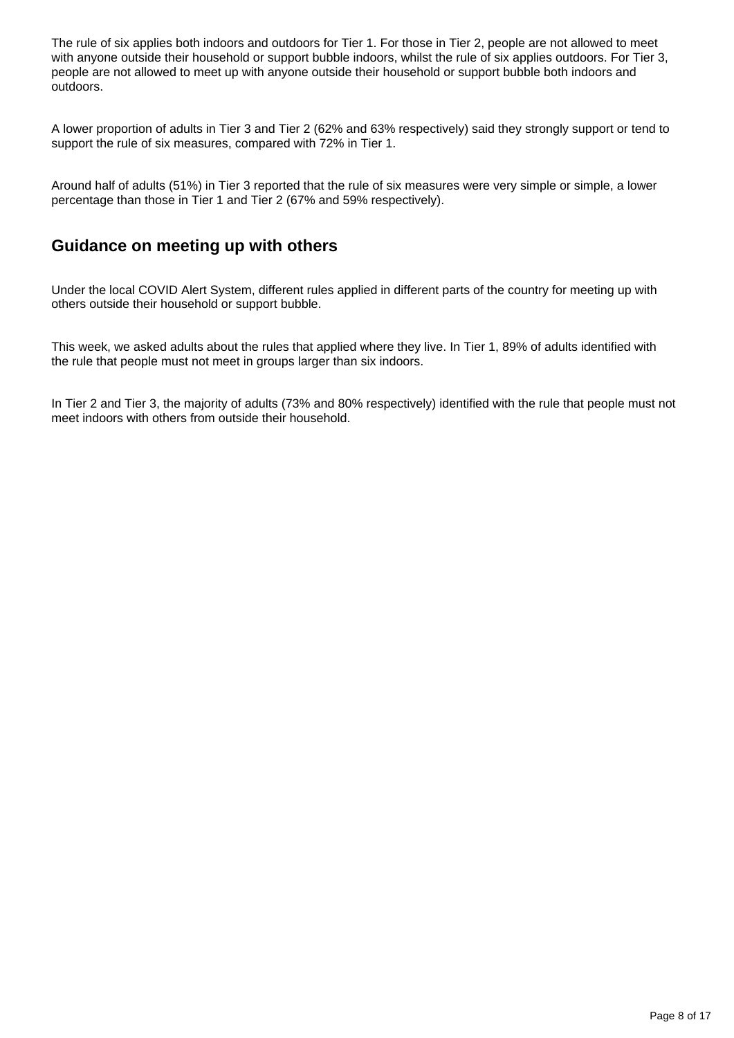The rule of six applies both indoors and outdoors for Tier 1. For those in Tier 2, people are not allowed to meet with anyone outside their household or support bubble indoors, whilst the rule of six applies outdoors. For Tier 3, people are not allowed to meet up with anyone outside their household or support bubble both indoors and outdoors.

A lower proportion of adults in Tier 3 and Tier 2 (62% and 63% respectively) said they strongly support or tend to support the rule of six measures, compared with 72% in Tier 1.

Around half of adults (51%) in Tier 3 reported that the rule of six measures were very simple or simple, a lower percentage than those in Tier 1 and Tier 2 (67% and 59% respectively).

## Guidance on meeting up with others

Under the local COVID Alert System, different rules applied in different parts of the country for meeting up with others outside their household or support bubble.

This week, we asked adults about the rules that applied where they live. In Tier 1, 89% of adults identified with the rule that people must not meet in groups larger than six indoors.

In Tier 2 and Tier 3, the majority of adults (73% and 80% respectively) identified with the rule that people must not meet indoors with others from outside their household.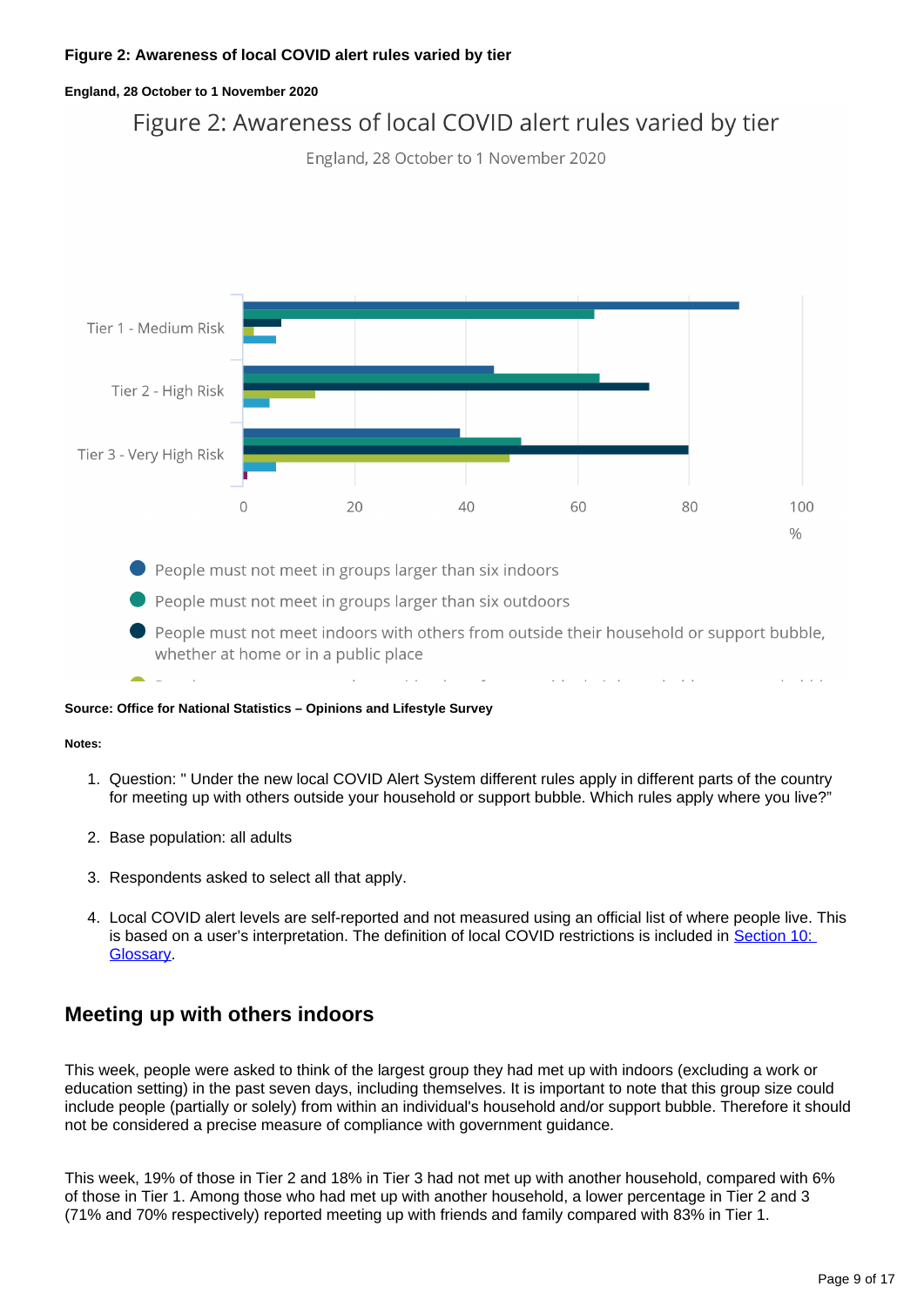**Figure 2: Awareness of local COVID alert rules varied by tier**

**England, 28 October to 1 November 2020**

Figure 2: Awareness of local COVID alert rules varied by tier

England, 28 October to 1 November 2020

Tier 1 - Medium Risk

Tier 2 - High Risk

Tier 3 - Very High Risk

0 20 40 60 80 100

%

- People must not meet in groups larger than six indoors
- People must not meet in groups larger than six outdoors
- People must not meet indoors with others from outside their household or support bubble, whether at home or in a public place

**Source: Office for National Statistics – Opinions and Lifestyle Survey**

**Notes:**

1. Question: " Under the new local COVID Alert System different rules apply in different parts of the country for meeting up with others outside your household or support bubble. Which rules apply where you live?"
2. Base population: all adults
3. Respondents asked to select all that apply.
4. Local COVID alert levels are self-reported and not measured using an official list of where people live. This is based on a user's interpretation. The definition of local COVID restrictions is included in Section 10: Glossary.

## Meeting up with others indoors

This week, people were asked to think of the largest group they had met up with indoors (excluding a work or education setting) in the past seven days, including themselves. It is important to note that this group size could include people (partially or solely) from within an individual's household and/or support bubble. Therefore it should not be considered a precise measure of compliance with government guidance.

This week, 19% of those in Tier 2 and 18% in Tier 3 had not met up with another household, compared with 6% of those in Tier 1. Among those who had met up with another household, a lower percentage in Tier 2 and 3 (71% and 70% respectively) reported meeting up with friends and family compared with 83% in Tier 1.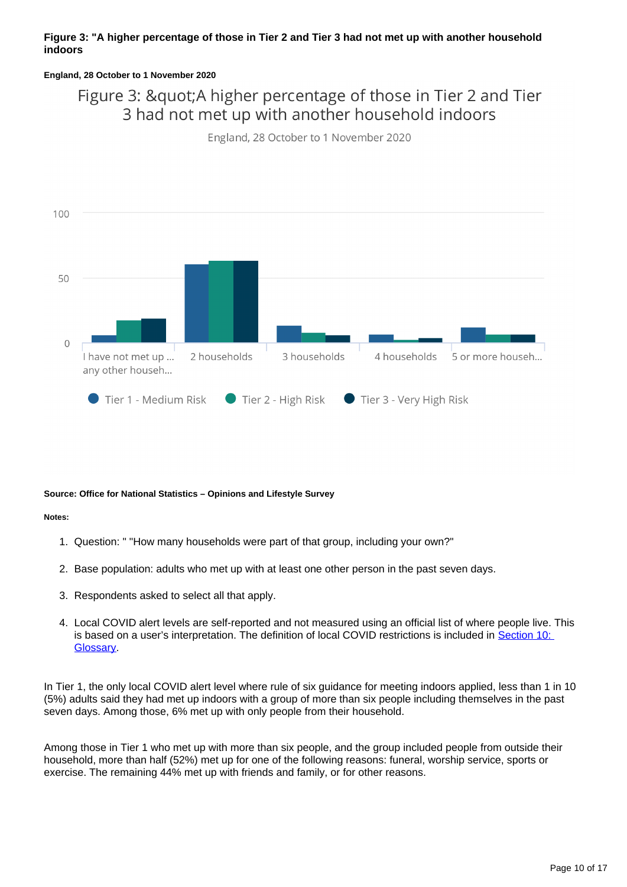**Figure 3: "A higher percentage of those in Tier 2 and Tier 3 had not met up with another household indoors**

**England, 28 October to 1 November 2020**

Figure 3: &quot;A higher percentage of those in Tier 2 and Tier 3 had not met up with another household indoors

England, 28 October to 1 November 2020

100

50

0

I have not met up ... any other househ... | 2 households | 3 households | 4 households | 5 or more househ...

Tier 1 - Medium Risk | Tier 2 - High Risk | Tier 3 - Very High Risk

**Source: Office for National Statistics – Opinions and Lifestyle Survey**

**Notes:**

1. Question: " "How many households were part of that group, including your own?"
2. Base population: adults who met up with at least one other person in the past seven days.
3. Respondents asked to select all that apply.
4. Local COVID alert levels are self-reported and not measured using an official list of where people live. This is based on a user's interpretation. The definition of local COVID restrictions is included in Section 10: Glossary.

In Tier 1, the only local COVID alert level where rule of six guidance for meeting indoors applied, less than 1 in 10 (5%) adults said they had met up indoors with a group of more than six people including themselves in the past seven days. Among those, 6% met up with only people from their household.

Among those in Tier 1 who met up with more than six people, and the group included people from outside their household, more than half (52%) met up for one of the following reasons: funeral, worship service, sports or exercise. The remaining 44% met up with friends and family, or for other reasons.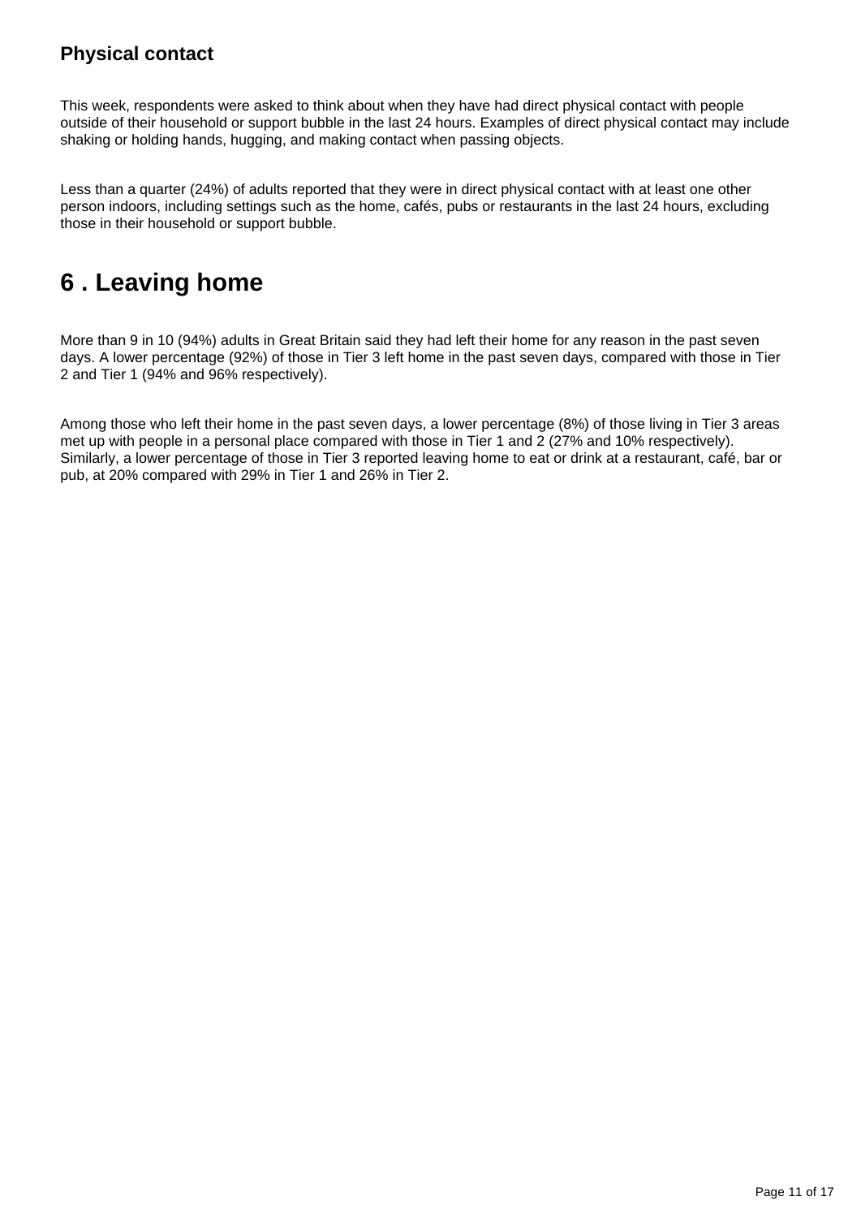### Physical contact

This week, respondents were asked to think about when they have had direct physical contact with people outside of their household or support bubble in the last 24 hours. Examples of direct physical contact may include shaking or holding hands, hugging, and making contact when passing objects.

Less than a quarter (24%) of adults reported that they were in direct physical contact with at least one other person indoors, including settings such as the home, cafés, pubs or restaurants in the last 24 hours, excluding those in their household or support bubble.

## 6 . Leaving home

More than 9 in 10 (94%) adults in Great Britain said they had left their home for any reason in the past seven days. A lower percentage (92%) of those in Tier 3 left home in the past seven days, compared with those in Tier 2 and Tier 1 (94% and 96% respectively).

Among those who left their home in the past seven days, a lower percentage (8%) of those living in Tier 3 areas met up with people in a personal place compared with those in Tier 1 and 2 (27% and 10% respectively). Similarly, a lower percentage of those in Tier 3 reported leaving home to eat or drink at a restaurant, café, bar or pub, at 20% compared with 29% in Tier 1 and 26% in Tier 2.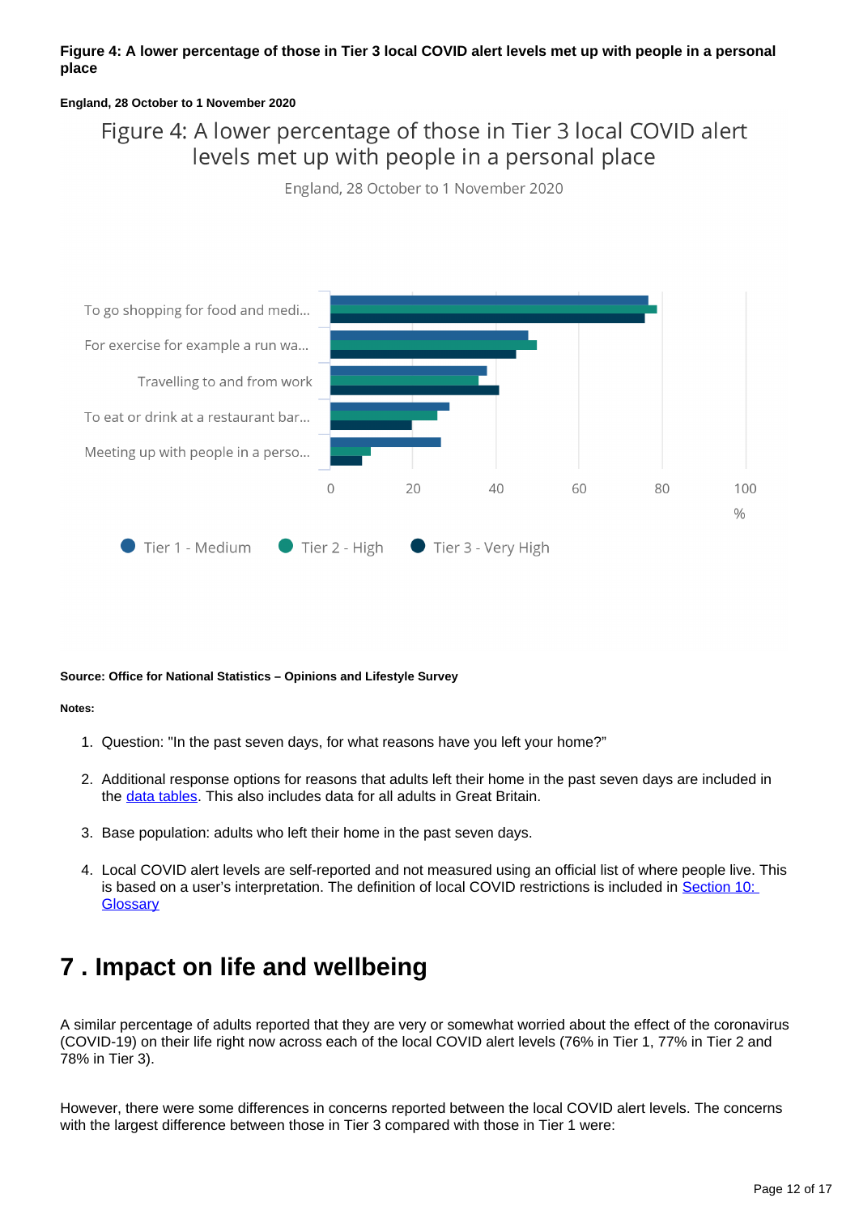**Figure 4: A lower percentage of those in Tier 3 local COVID alert levels met up with people in a personal place**

**England, 28 October to 1 November 2020**

**Source: Office for National Statistics – Opinions and Lifestyle Survey**

**Notes:**

1. Question: "In the past seven days, for what reasons have you left your home?"
2. Additional response options for reasons that adults left their home in the past seven days are included in the data tables. This also includes data for all adults in Great Britain.
3. Base population: adults who left their home in the past seven days.
4. Local COVID alert levels are self-reported and not measured using an official list of where people live. This is based on a user's interpretation. The definition of local COVID restrictions is included in Section 10: Glossary

## 7 . Impact on life and wellbeing

A similar percentage of adults reported that they are very or somewhat worried about the effect of the coronavirus (COVID-19) on their life right now across each of the local COVID alert levels (76% in Tier 1, 77% in Tier 2 and 78% in Tier 3).

However, there were some differences in concerns reported between the local COVID alert levels. The concerns with the largest difference between those in Tier 3 compared with those in Tier 1 were: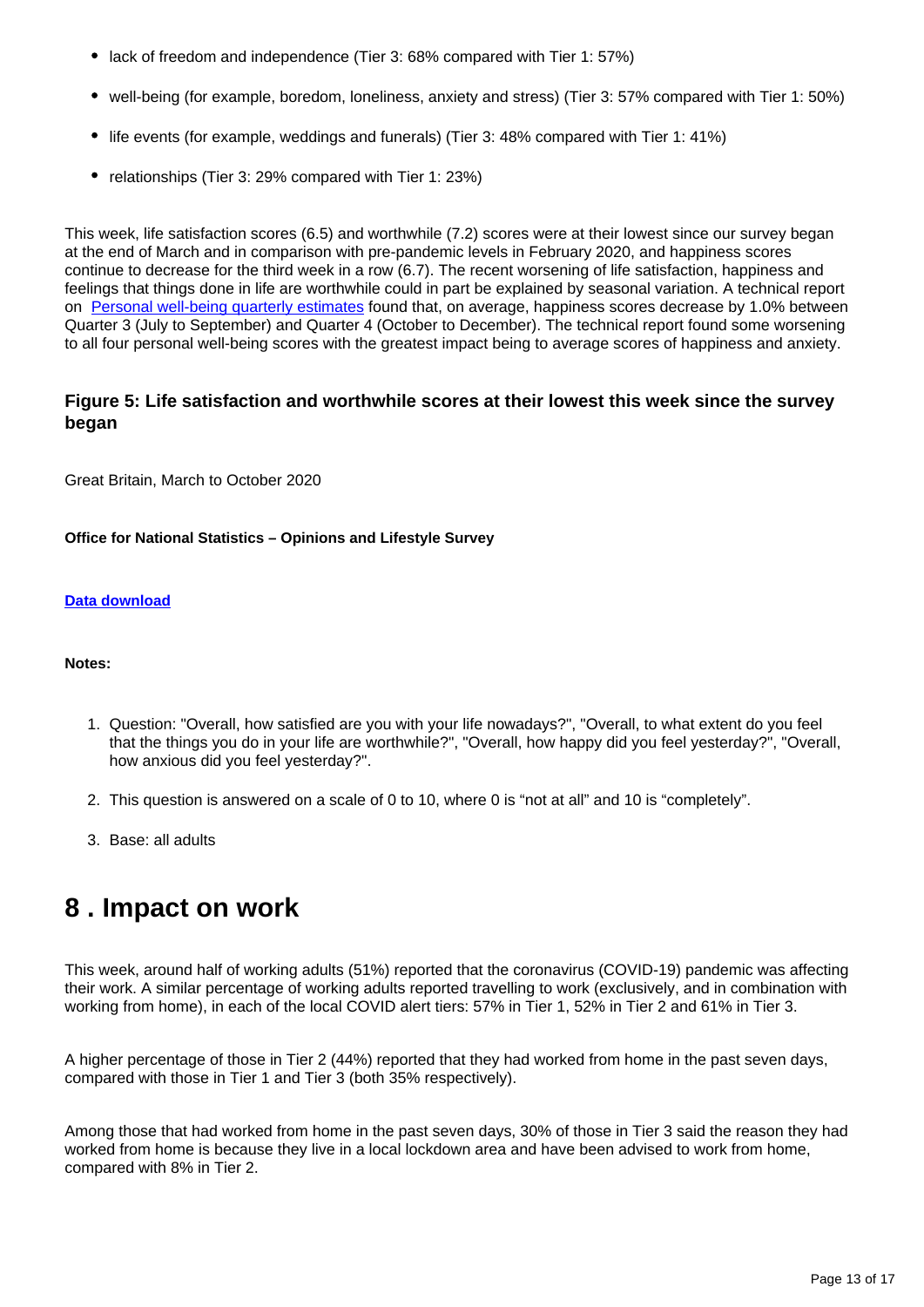- lack of freedom and independence (Tier 3: 68% compared with Tier 1: 57%)
- well-being (for example, boredom, loneliness, anxiety and stress) (Tier 3: 57% compared with Tier 1: 50%)
- life events (for example, weddings and funerals) (Tier 3: 48% compared with Tier 1: 41%)
- relationships (Tier 3: 29% compared with Tier 1: 23%)

This week, life satisfaction scores (6.5) and worthwhile (7.2) scores were at their lowest since our survey began at the end of March and in comparison with pre-pandemic levels in February 2020, and happiness scores continue to decrease for the third week in a row (6.7). The recent worsening of life satisfaction, happiness and feelings that things done in life are worthwhile could in part be explained by seasonal variation. A technical report on [Personal well-being quarterly estimates] found that, on average, happiness scores decrease by 1.0% between Quarter 3 (July to September) and Quarter 4 (October to December). The technical report found some worsening to all four personal well-being scores with the greatest impact being to average scores of happiness and anxiety.

### Figure 5: Life satisfaction and worthwhile scores at their lowest this week since the survey began

Great Britain, March to October 2020

**Office for National Statistics – Opinions and Lifestyle Survey**

**Data download**

**Notes:**

1. Question: "Overall, how satisfied are you with your life nowadays?", "Overall, to what extent do you feel that the things you do in your life are worthwhile?", "Overall, how happy did you feel yesterday?", "Overall, how anxious did you feel yesterday?".
2. This question is answered on a scale of 0 to 10, where 0 is "not at all" and 10 is "completely".
3. Base: all adults

## 8 . Impact on work

This week, around half of working adults (51%) reported that the coronavirus (COVID-19) pandemic was affecting their work. A similar percentage of working adults reported travelling to work (exclusively, and in combination with working from home), in each of the local COVID alert tiers: 57% in Tier 1, 52% in Tier 2 and 61% in Tier 3.

A higher percentage of those in Tier 2 (44%) reported that they had worked from home in the past seven days, compared with those in Tier 1 and Tier 3 (both 35% respectively).

Among those that had worked from home in the past seven days, 30% of those in Tier 3 said the reason they had worked from home is because they live in a local lockdown area and have been advised to work from home, compared with 8% in Tier 2.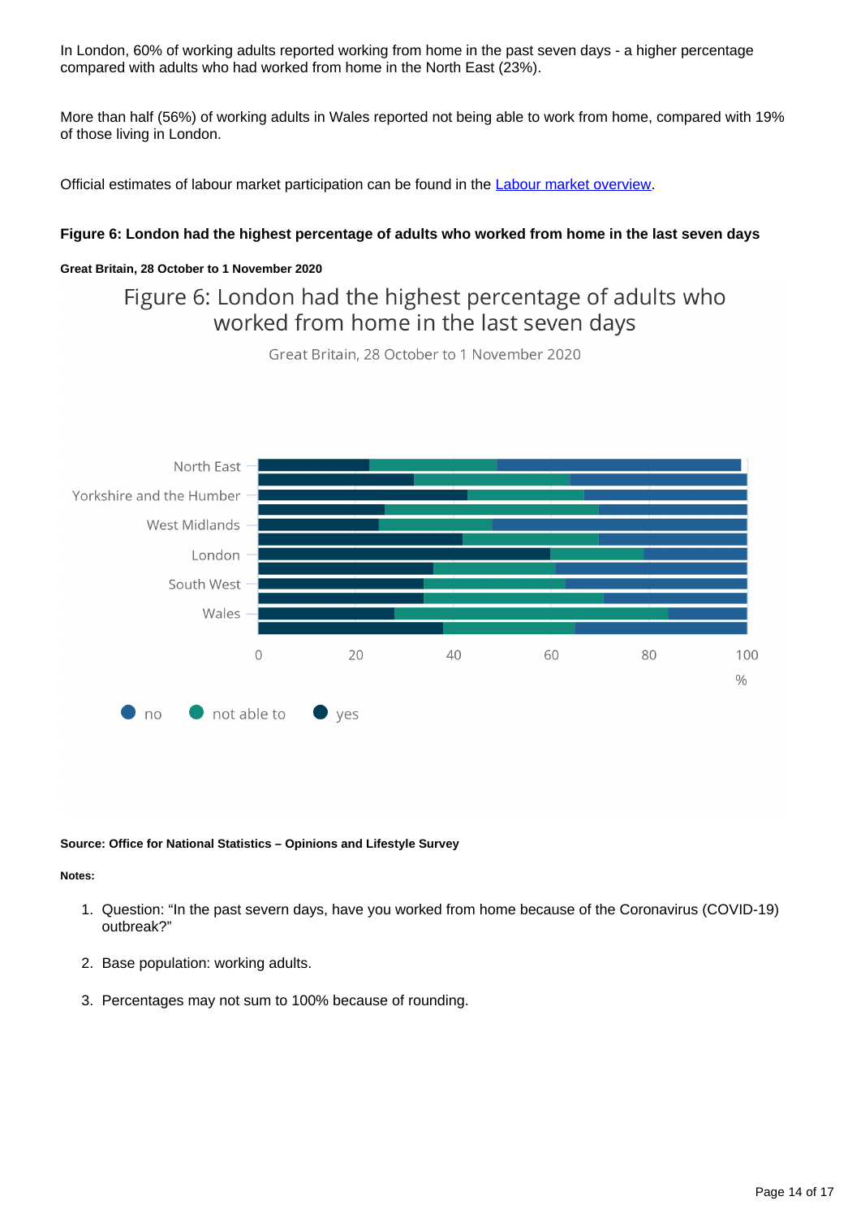In London, 60% of working adults reported working from home in the past seven days - a higher percentage compared with adults who had worked from home in the North East (23%).

More than half (56%) of working adults in Wales reported not being able to work from home, compared with 19% of those living in London.

Official estimates of labour market participation can be found in the [Labour market overview](#).

#### Figure 6: London had the highest percentage of adults who worked from home in the last seven days

##### Great Britain, 28 October to 1 November 2020

Figure 6: London had the highest percentage of adults who worked from home in the last seven days

Great Britain, 28 October to 1 November 2020

North East

Yorkshire and the Humber

West Midlands

London

South West

Wales

0 20 40 60 80 100

%

no   not able to   yes

**Source: Office for National Statistics – Opinions and Lifestyle Survey**

**Notes:**

1. Question: “In the past severn days, have you worked from home because of the Coronavirus (COVID-19) outbreak?”
2. Base population: working adults.
3. Percentages may not sum to 100% because of rounding.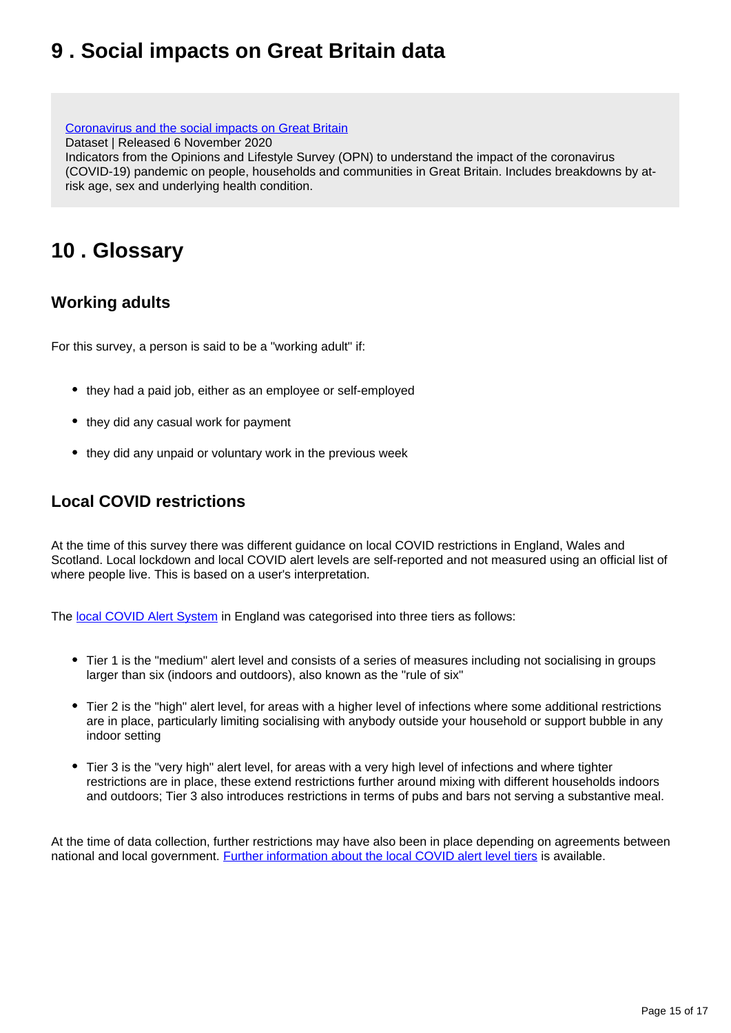## 9 . Social impacts on Great Britain data

[Coronavirus and the social impacts on Great Britain](#)
Dataset | Released 6 November 2020
Indicators from the Opinions and Lifestyle Survey (OPN) to understand the impact of the coronavirus (COVID-19) pandemic on people, households and communities in Great Britain. Includes breakdowns by at-risk age, sex and underlying health condition.

## 10 . Glossary

### Working adults

For this survey, a person is said to be a "working adult" if:

- they had a paid job, either as an employee or self-employed
- they did any casual work for payment
- they did any unpaid or voluntary work in the previous week

### Local COVID restrictions

At the time of this survey there was different guidance on local COVID restrictions in England, Wales and Scotland. Local lockdown and local COVID alert levels are self-reported and not measured using an official list of where people live. This is based on a user's interpretation.

The [local COVID Alert System](#) in England was categorised into three tiers as follows:

- Tier 1 is the "medium" alert level and consists of a series of measures including not socialising in groups larger than six (indoors and outdoors), also known as the "rule of six"
- Tier 2 is the "high" alert level, for areas with a higher level of infections where some additional restrictions are in place, particularly limiting socialising with anybody outside your household or support bubble in any indoor setting
- Tier 3 is the "very high" alert level, for areas with a very high level of infections and where tighter restrictions are in place, these extend restrictions further around mixing with different households indoors and outdoors; Tier 3 also introduces restrictions in terms of pubs and bars not serving a substantive meal.

At the time of data collection, further restrictions may have also been in place depending on agreements between national and local government. [Further information about the local COVID alert level tiers](#) is available.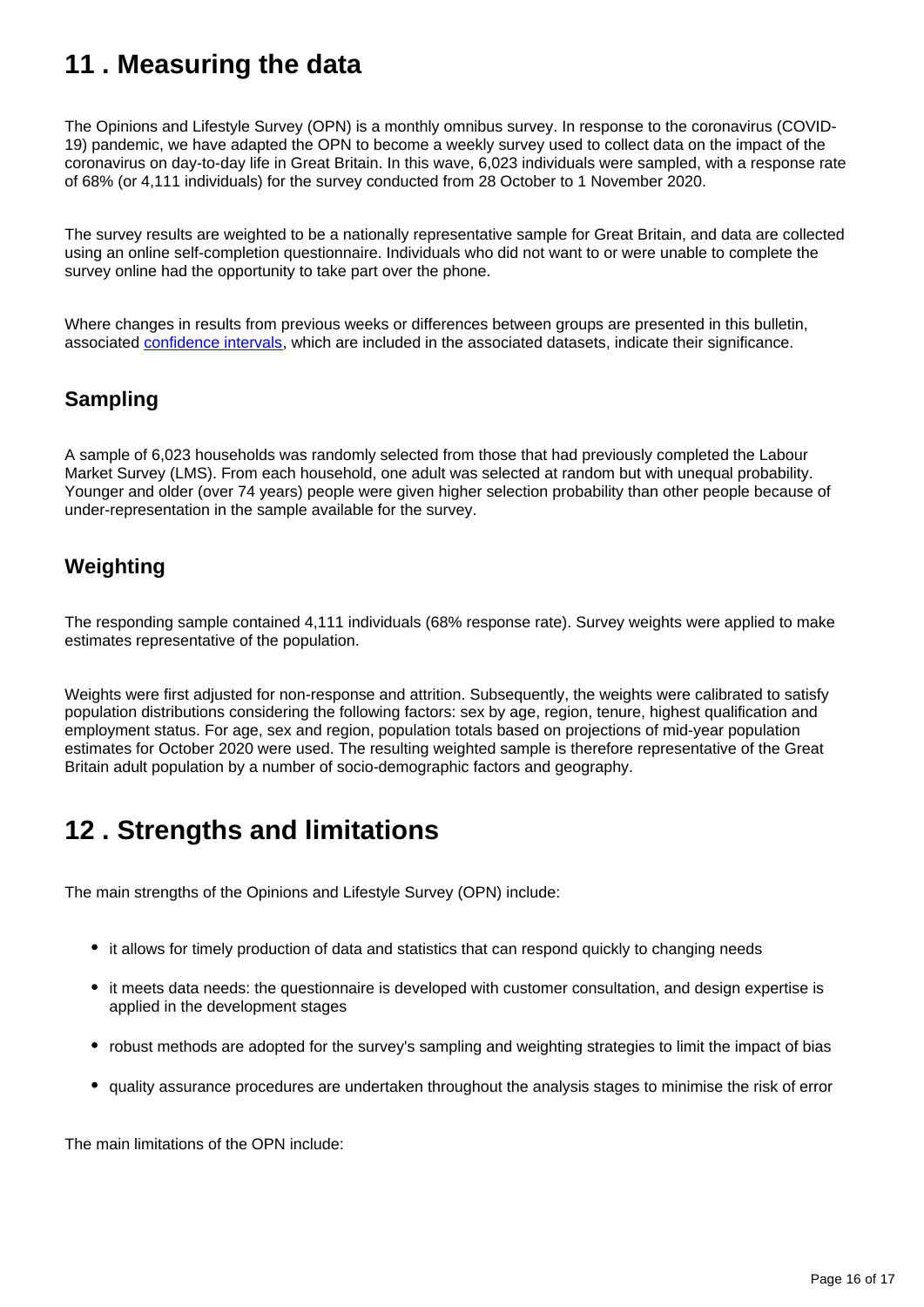## 11 . Measuring the data

The Opinions and Lifestyle Survey (OPN) is a monthly omnibus survey. In response to the coronavirus (COVID-19) pandemic, we have adapted the OPN to become a weekly survey used to collect data on the impact of the coronavirus on day-to-day life in Great Britain. In this wave, 6,023 individuals were sampled, with a response rate of 68% (or 4,111 individuals) for the survey conducted from 28 October to 1 November 2020.

The survey results are weighted to be a nationally representative sample for Great Britain, and data are collected using an online self-completion questionnaire. Individuals who did not want to or were unable to complete the survey online had the opportunity to take part over the phone.

Where changes in results from previous weeks or differences between groups are presented in this bulletin, associated confidence intervals, which are included in the associated datasets, indicate their significance.

### Sampling

A sample of 6,023 households was randomly selected from those that had previously completed the Labour Market Survey (LMS). From each household, one adult was selected at random but with unequal probability. Younger and older (over 74 years) people were given higher selection probability than other people because of under-representation in the sample available for the survey.

### Weighting

The responding sample contained 4,111 individuals (68% response rate). Survey weights were applied to make estimates representative of the population.

Weights were first adjusted for non-response and attrition. Subsequently, the weights were calibrated to satisfy population distributions considering the following factors: sex by age, region, tenure, highest qualification and employment status. For age, sex and region, population totals based on projections of mid-year population estimates for October 2020 were used. The resulting weighted sample is therefore representative of the Great Britain adult population by a number of socio-demographic factors and geography.

## 12 . Strengths and limitations

The main strengths of the Opinions and Lifestyle Survey (OPN) include:

- it allows for timely production of data and statistics that can respond quickly to changing needs
- it meets data needs: the questionnaire is developed with customer consultation, and design expertise is applied in the development stages
- robust methods are adopted for the survey's sampling and weighting strategies to limit the impact of bias
- quality assurance procedures are undertaken throughout the analysis stages to minimise the risk of error

The main limitations of the OPN include: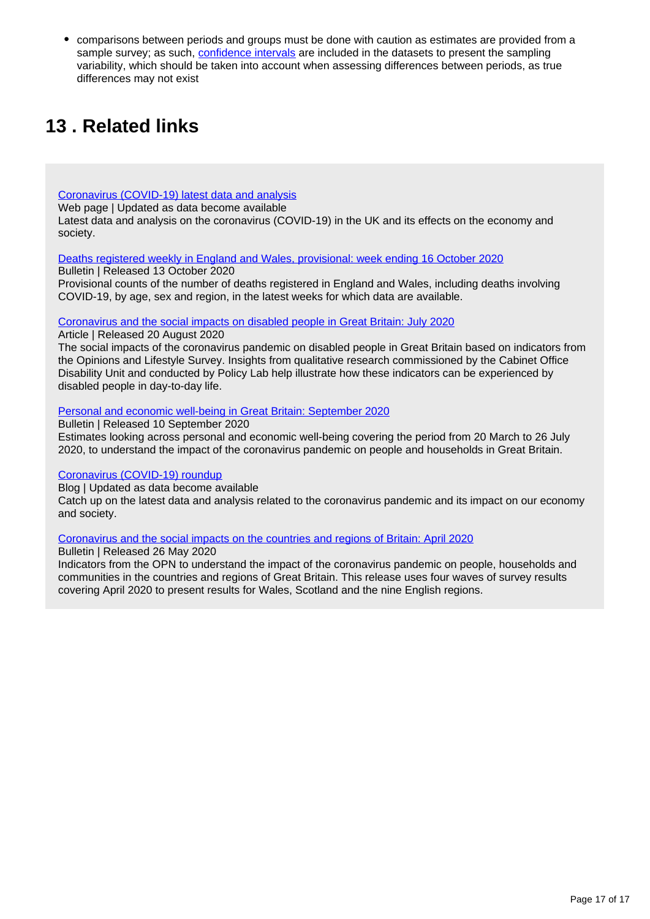- comparisons between periods and groups must be done with caution as estimates are provided from a sample survey; as such, confidence intervals are included in the datasets to present the sampling variability, which should be taken into account when assessing differences between periods, as true differences may not exist

## 13 . Related links

Coronavirus (COVID-19) latest data and analysis
Web page | Updated as data become available
Latest data and analysis on the coronavirus (COVID-19) in the UK and its effects on the economy and society.

Deaths registered weekly in England and Wales, provisional: week ending 16 October 2020
Bulletin | Released 13 October 2020
Provisional counts of the number of deaths registered in England and Wales, including deaths involving COVID-19, by age, sex and region, in the latest weeks for which data are available.

Coronavirus and the social impacts on disabled people in Great Britain: July 2020
Article | Released 20 August 2020
The social impacts of the coronavirus pandemic on disabled people in Great Britain based on indicators from the Opinions and Lifestyle Survey. Insights from qualitative research commissioned by the Cabinet Office Disability Unit and conducted by Policy Lab help illustrate how these indicators can be experienced by disabled people in day-to-day life.

Personal and economic well-being in Great Britain: September 2020
Bulletin | Released 10 September 2020
Estimates looking across personal and economic well-being covering the period from 20 March to 26 July 2020, to understand the impact of the coronavirus pandemic on people and households in Great Britain.

Coronavirus (COVID-19) roundup
Blog | Updated as data become available
Catch up on the latest data and analysis related to the coronavirus pandemic and its impact on our economy and society.

Coronavirus and the social impacts on the countries and regions of Britain: April 2020
Bulletin | Released 26 May 2020
Indicators from the OPN to understand the impact of the coronavirus pandemic on people, households and communities in the countries and regions of Great Britain. This release uses four waves of survey results covering April 2020 to present results for Wales, Scotland and the nine English regions.